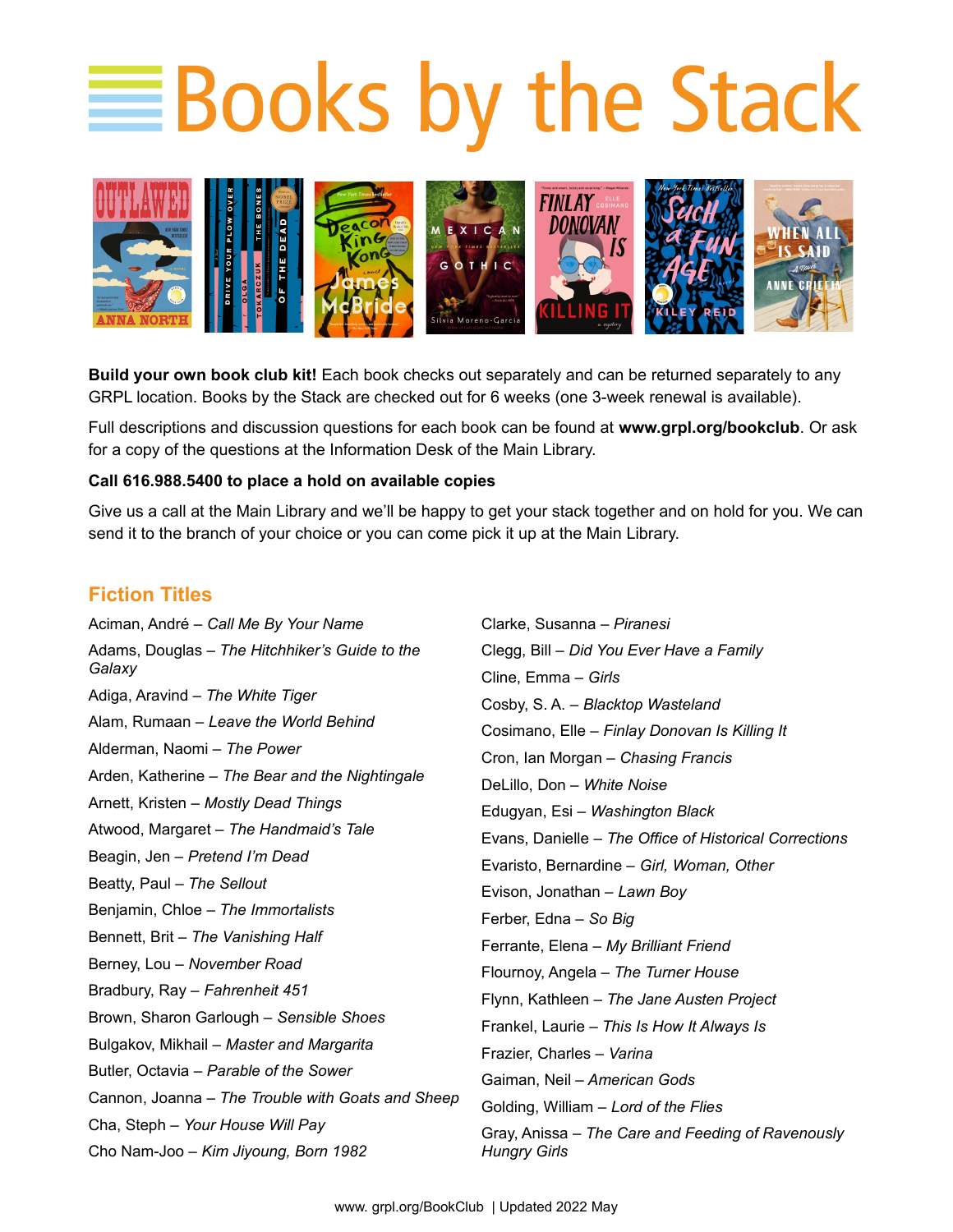# Books by the Stack

**Build your own book club kit!** Each book checks out separately and can be returned separately to any GRPL location. Books by the Stack are checked out for 6 weeks (one 3-week renewal is available).

Full descriptions and discussion questions for each book can be found at **www.grpl.org/bookclub**. Or ask for a copy of the questions at the Information Desk of the Main Library.

**Call 616.988.5400 to place a hold on available copies**

Give us a call at the Main Library and we'll be happy to get your stack together and on hold for you. We can send it to the branch of your choice or you can come pick it up at the Main Library.

## Fiction Titles

Aciman, André – *Call Me By Your Name*
Adams, Douglas – *The Hitchhiker's Guide to the Galaxy*
Adiga, Aravind – *The White Tiger*
Alam, Rumaan – *Leave the World Behind*
Alderman, Naomi – *The Power*
Arden, Katherine – *The Bear and the Nightingale*
Arnett, Kristen – *Mostly Dead Things*
Atwood, Margaret – *The Handmaid's Tale*
Beagin, Jen – *Pretend I'm Dead*
Beatty, Paul – *The Sellout*
Benjamin, Chloe – *The Immortalists*
Bennett, Brit – *The Vanishing Half*
Berney, Lou – *November Road*
Bradbury, Ray – *Fahrenheit 451*
Brown, Sharon Garlough – *Sensible Shoes*
Bulgakov, Mikhail – *Master and Margarita*
Butler, Octavia – *Parable of the Sower*
Cannon, Joanna – *The Trouble with Goats and Sheep*
Cha, Steph – *Your House Will Pay*
Cho Nam-Joo – *Kim Jiyoung, Born 1982*
Clarke, Susanna – *Piranesi*
Clegg, Bill – *Did You Ever Have a Family*
Cline, Emma – *Girls*
Cosby, S. A. – *Blacktop Wasteland*
Cosimano, Elle – *Finlay Donovan Is Killing It*
Cron, Ian Morgan – *Chasing Francis*
DeLillo, Don – *White Noise*
Edugyan, Esi – *Washington Black*
Evans, Danielle – *The Office of Historical Corrections*
Evaristo, Bernardine – *Girl, Woman, Other*
Evison, Jonathan – *Lawn Boy*
Ferber, Edna – *So Big*
Ferrante, Elena – *My Brilliant Friend*
Flournoy, Angela – *The Turner House*
Flynn, Kathleen – *The Jane Austen Project*
Frankel, Laurie – *This Is How It Always Is*
Frazier, Charles – *Varina*
Gaiman, Neil – *American Gods*
Golding, William – *Lord of the Flies*
Gray, Anissa – *The Care and Feeding of Ravenously Hungry Girls*

www. grpl.org/BookClub | Updated 2022 May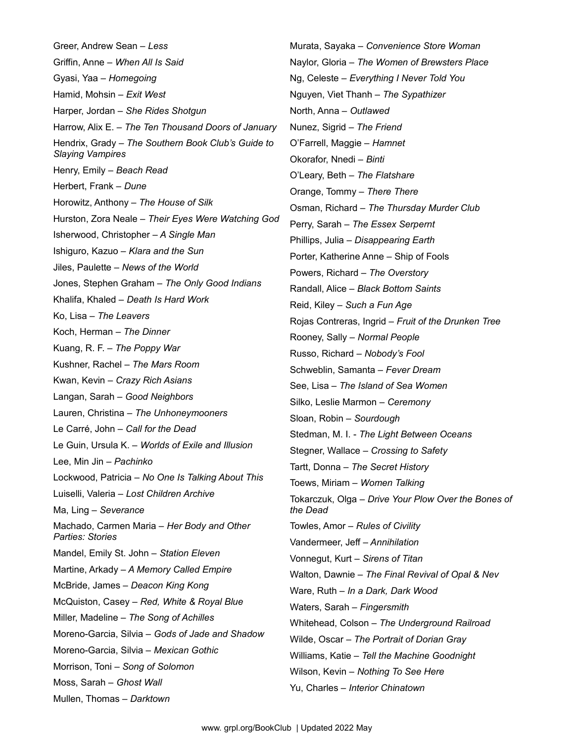Greer, Andrew Sean – *Less*

Griffin, Anne – *When All Is Said*

Gyasi, Yaa – *Homegoing*

Hamid, Mohsin – *Exit West*

Harper, Jordan – *She Rides Shotgun*

Harrow, Alix E. – *The Ten Thousand Doors of January*

Hendrix, Grady – *The Southern Book Club's Guide to Slaying Vampires*

Henry, Emily – *Beach Read*

Herbert, Frank – *Dune*

Horowitz, Anthony – *The House of Silk*

Hurston, Zora Neale – *Their Eyes Were Watching God*

Isherwood, Christopher – *A Single Man*

Ishiguro, Kazuo – *Klara and the Sun*

Jiles, Paulette – *News of the World*

Jones, Stephen Graham – *The Only Good Indians*

Khalifa, Khaled – *Death Is Hard Work*

Ko, Lisa – *The Leavers*

Koch, Herman – *The Dinner*

Kuang, R. F. – *The Poppy War*

Kushner, Rachel – *The Mars Room*

Kwan, Kevin – *Crazy Rich Asians*

Langan, Sarah – *Good Neighbors*

Lauren, Christina – *The Unhoneymooners*

Le Carré, John – *Call for the Dead*

Le Guin, Ursula K. – *Worlds of Exile and Illusion*

Lee, Min Jin – *Pachinko*

Lockwood, Patricia – *No One Is Talking About This*

Luiselli, Valeria – *Lost Children Archive*

Ma, Ling – *Severance*

Machado, Carmen Maria – *Her Body and Other Parties: Stories*

Mandel, Emily St. John – *Station Eleven*

Martine, Arkady – *A Memory Called Empire*

McBride, James – *Deacon King Kong*

McQuiston, Casey – *Red, White & Royal Blue*

Miller, Madeline – *The Song of Achilles*

Moreno-Garcia, Silvia – *Gods of Jade and Shadow*

Moreno-Garcia, Silvia – *Mexican Gothic*

Morrison, Toni – *Song of Solomon*

Moss, Sarah – *Ghost Wall*

Mullen, Thomas – *Darktown*

Murata, Sayaka – *Convenience Store Woman*

Naylor, Gloria – *The Women of Brewsters Place*

Ng, Celeste – *Everything I Never Told You*

Nguyen, Viet Thanh – *The Sypathizer*

North, Anna – *Outlawed*

Nunez, Sigrid – *The Friend*

O'Farrell, Maggie – *Hamnet*

Okorafor, Nnedi – *Binti*

O'Leary, Beth – *The Flatshare*

Orange, Tommy – *There There*

Osman, Richard – *The Thursday Murder Club*

Perry, Sarah – *The Essex Serpernt*

Phillips, Julia – *Disappearing Earth*

Porter, Katherine Anne – Ship of Fools

Powers, Richard – *The Overstory*

Randall, Alice – *Black Bottom Saints*

Reid, Kiley – *Such a Fun Age*

Rojas Contreras, Ingrid – *Fruit of the Drunken Tree*

Rooney, Sally – *Normal People*

Russo, Richard – *Nobody's Fool*

Schweblin, Samanta – *Fever Dream*

See, Lisa – *The Island of Sea Women*

Silko, Leslie Marmon – *Ceremony*

Sloan, Robin – *Sourdough*

Stedman, M. I. - *The Light Between Oceans*

Stegner, Wallace – *Crossing to Safety*

Tartt, Donna – *The Secret History*

Toews, Miriam – *Women Talking*

Tokarczuk, Olga – *Drive Your Plow Over the Bones of the Dead*

Towles, Amor – *Rules of Civility*

Vandermeer, Jeff – *Annihilation*

Vonnegut, Kurt – *Sirens of Titan*

Walton, Dawnie – *The Final Revival of Opal & Nev*

Ware, Ruth – *In a Dark, Dark Wood*

Waters, Sarah – *Fingersmith*

Whitehead, Colson – *The Underground Railroad*

Wilde, Oscar – *The Portrait of Dorian Gray*

Williams, Katie – *Tell the Machine Goodnight*

Wilson, Kevin – *Nothing To See Here*

Yu, Charles – *Interior Chinatown*

www. grpl.org/BookClub | Updated 2022 May